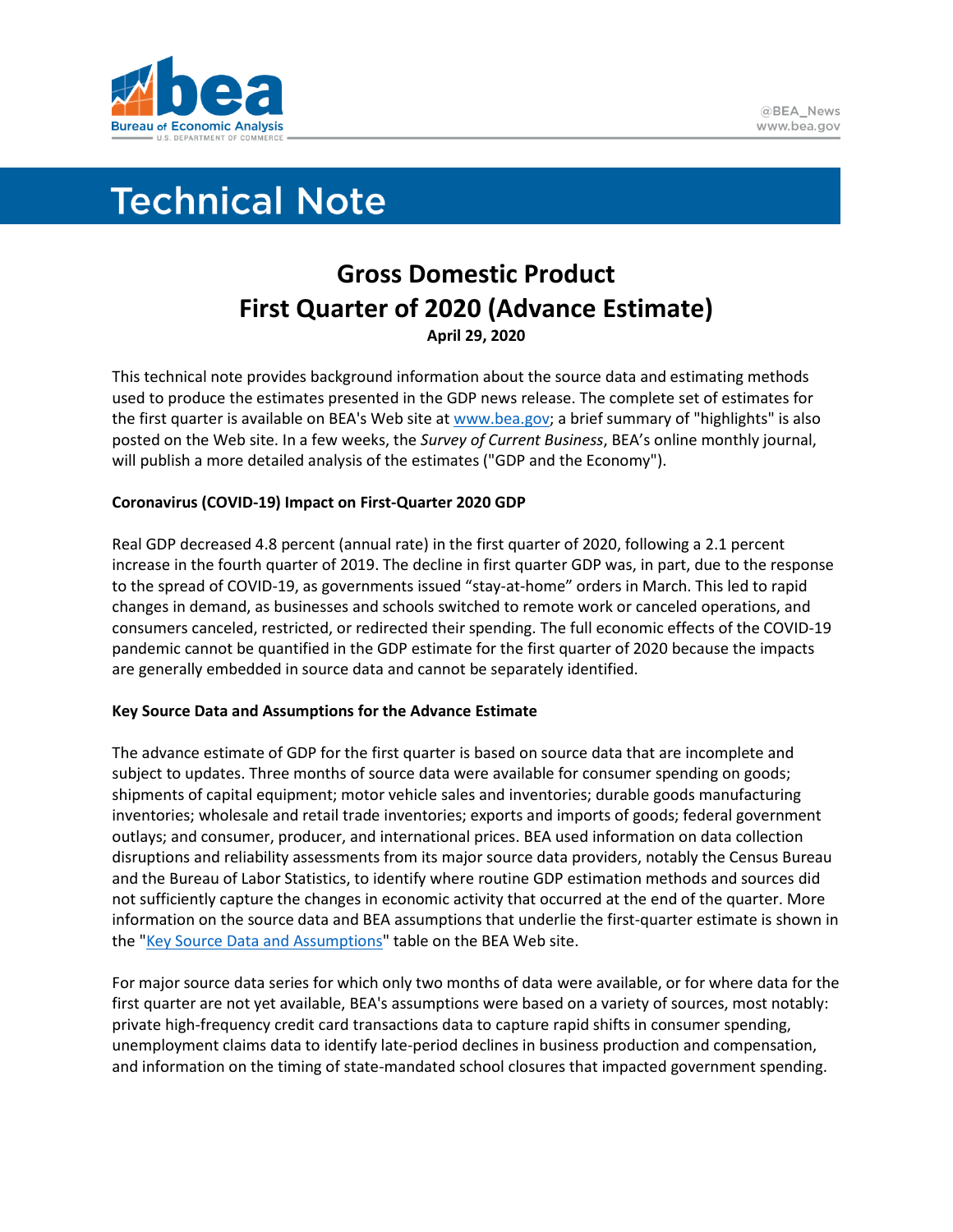# Technical Note

## Gross Domestic Product First Quarter of 2020 (Advance Estimate)

**April 29, 2020**

This technical note provides background information about the source data and estimating methods used to produce the estimates presented in the GDP news release. The complete set of estimates for the first quarter is available on BEA's Web site at www.bea.gov; a brief summary of "highlights" is also posted on the Web site. In a few weeks, the *Survey of Current Business*, BEA's online monthly journal, will publish a more detailed analysis of the estimates ("GDP and the Economy").

**Coronavirus (COVID-19) Impact on First-Quarter 2020 GDP**

Real GDP decreased 4.8 percent (annual rate) in the first quarter of 2020, following a 2.1 percent increase in the fourth quarter of 2019. The decline in first quarter GDP was, in part, due to the response to the spread of COVID-19, as governments issued "stay-at-home" orders in March. This led to rapid changes in demand, as businesses and schools switched to remote work or canceled operations, and consumers canceled, restricted, or redirected their spending. The full economic effects of the COVID-19 pandemic cannot be quantified in the GDP estimate for the first quarter of 2020 because the impacts are generally embedded in source data and cannot be separately identified.

**Key Source Data and Assumptions for the Advance Estimate**

The advance estimate of GDP for the first quarter is based on source data that are incomplete and subject to updates. Three months of source data were available for consumer spending on goods; shipments of capital equipment; motor vehicle sales and inventories; durable goods manufacturing inventories; wholesale and retail trade inventories; exports and imports of goods; federal government outlays; and consumer, producer, and international prices. BEA used information on data collection disruptions and reliability assessments from its major source data providers, notably the Census Bureau and the Bureau of Labor Statistics, to identify where routine GDP estimation methods and sources did not sufficiently capture the changes in economic activity that occurred at the end of the quarter. More information on the source data and BEA assumptions that underlie the first-quarter estimate is shown in the "Key Source Data and Assumptions" table on the BEA Web site.

For major source data series for which only two months of data were available, or for where data for the first quarter are not yet available, BEA's assumptions were based on a variety of sources, most notably: private high-frequency credit card transactions data to capture rapid shifts in consumer spending, unemployment claims data to identify late-period declines in business production and compensation, and information on the timing of state-mandated school closures that impacted government spending.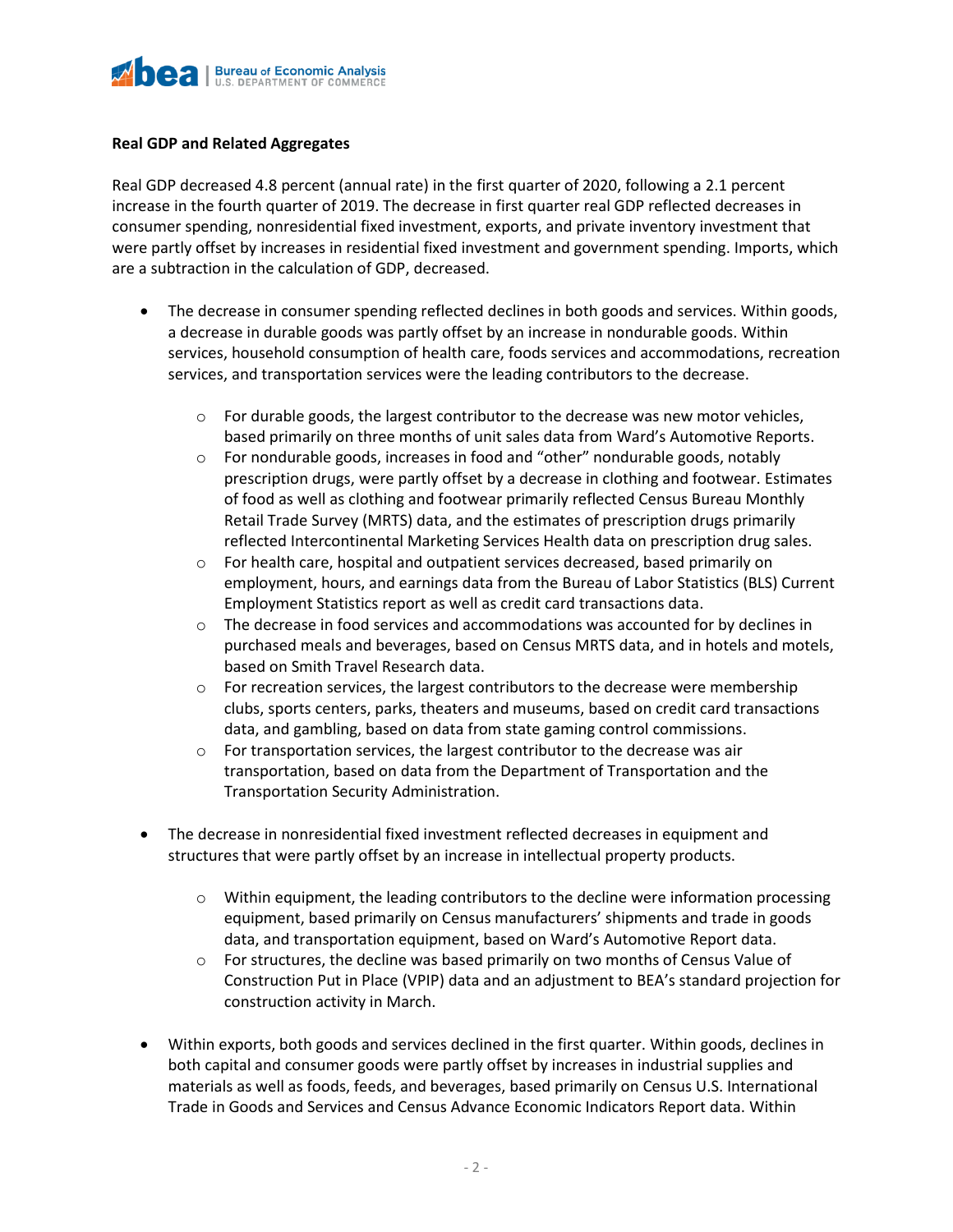**Real GDP and Related Aggregates**

Real GDP decreased 4.8 percent (annual rate) in the first quarter of 2020, following a 2.1 percent increase in the fourth quarter of 2019. The decrease in first quarter real GDP reflected decreases in consumer spending, nonresidential fixed investment, exports, and private inventory investment that were partly offset by increases in residential fixed investment and government spending. Imports, which are a subtraction in the calculation of GDP, decreased.

- The decrease in consumer spending reflected declines in both goods and services. Within goods, a decrease in durable goods was partly offset by an increase in nondurable goods. Within services, household consumption of health care, foods services and accommodations, recreation services, and transportation services were the leading contributors to the decrease.
    - For durable goods, the largest contributor to the decrease was new motor vehicles, based primarily on three months of unit sales data from Ward's Automotive Reports.
    - For nondurable goods, increases in food and "other" nondurable goods, notably prescription drugs, were partly offset by a decrease in clothing and footwear. Estimates of food as well as clothing and footwear primarily reflected Census Bureau Monthly Retail Trade Survey (MRTS) data, and the estimates of prescription drugs primarily reflected Intercontinental Marketing Services Health data on prescription drug sales.
    - For health care, hospital and outpatient services decreased, based primarily on employment, hours, and earnings data from the Bureau of Labor Statistics (BLS) Current Employment Statistics report as well as credit card transactions data.
    - The decrease in food services and accommodations was accounted for by declines in purchased meals and beverages, based on Census MRTS data, and in hotels and motels, based on Smith Travel Research data.
    - For recreation services, the largest contributors to the decrease were membership clubs, sports centers, parks, theaters and museums, based on credit card transactions data, and gambling, based on data from state gaming control commissions.
    - For transportation services, the largest contributor to the decrease was air transportation, based on data from the Department of Transportation and the Transportation Security Administration.

- The decrease in nonresidential fixed investment reflected decreases in equipment and structures that were partly offset by an increase in intellectual property products.
    - Within equipment, the leading contributors to the decline were information processing equipment, based primarily on Census manufacturers' shipments and trade in goods data, and transportation equipment, based on Ward's Automotive Report data.
    - For structures, the decline was based primarily on two months of Census Value of Construction Put in Place (VPIP) data and an adjustment to BEA's standard projection for construction activity in March.

- Within exports, both goods and services declined in the first quarter. Within goods, declines in both capital and consumer goods were partly offset by increases in industrial supplies and materials as well as foods, feeds, and beverages, based primarily on Census U.S. International Trade in Goods and Services and Census Advance Economic Indicators Report data. Within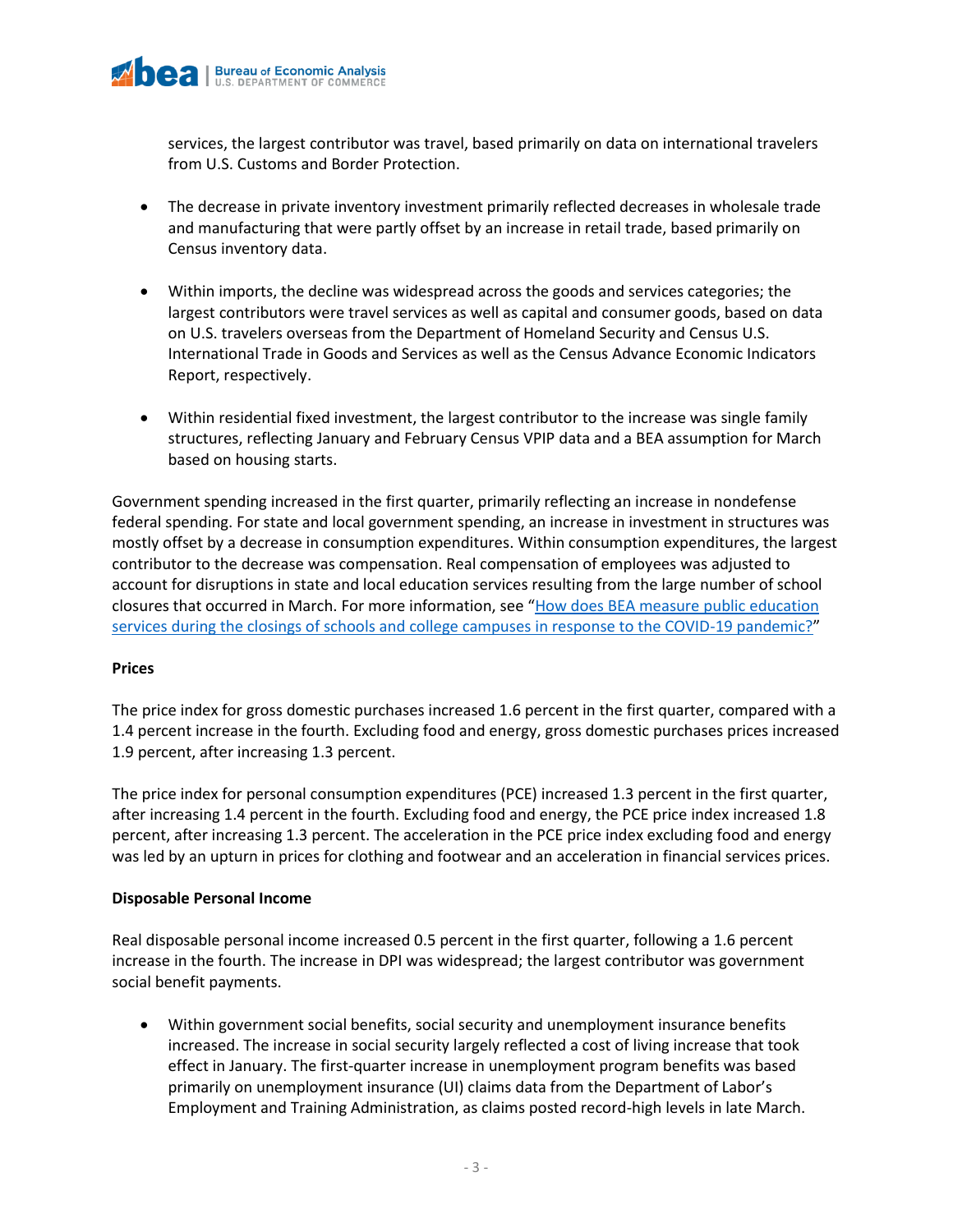services, the largest contributor was travel, based primarily on data on international travelers from U.S. Customs and Border Protection.

- The decrease in private inventory investment primarily reflected decreases in wholesale trade and manufacturing that were partly offset by an increase in retail trade, based primarily on Census inventory data.

- Within imports, the decline was widespread across the goods and services categories; the largest contributors were travel services as well as capital and consumer goods, based on data on U.S. travelers overseas from the Department of Homeland Security and Census U.S. International Trade in Goods and Services as well as the Census Advance Economic Indicators Report, respectively.

- Within residential fixed investment, the largest contributor to the increase was single family structures, reflecting January and February Census VPIP data and a BEA assumption for March based on housing starts.

Government spending increased in the first quarter, primarily reflecting an increase in nondefense federal spending. For state and local government spending, an increase in investment in structures was mostly offset by a decrease in consumption expenditures. Within consumption expenditures, the largest contributor to the decrease was compensation. Real compensation of employees was adjusted to account for disruptions in state and local education services resulting from the large number of school closures that occurred in March. For more information, see "How does BEA measure public education services during the closings of schools and college campuses in response to the COVID-19 pandemic?"

**Prices**

The price index for gross domestic purchases increased 1.6 percent in the first quarter, compared with a 1.4 percent increase in the fourth. Excluding food and energy, gross domestic purchases prices increased 1.9 percent, after increasing 1.3 percent.

The price index for personal consumption expenditures (PCE) increased 1.3 percent in the first quarter, after increasing 1.4 percent in the fourth. Excluding food and energy, the PCE price index increased 1.8 percent, after increasing 1.3 percent. The acceleration in the PCE price index excluding food and energy was led by an upturn in prices for clothing and footwear and an acceleration in financial services prices.

**Disposable Personal Income**

Real disposable personal income increased 0.5 percent in the first quarter, following a 1.6 percent increase in the fourth. The increase in DPI was widespread; the largest contributor was government social benefit payments.

- Within government social benefits, social security and unemployment insurance benefits increased. The increase in social security largely reflected a cost of living increase that took effect in January. The first-quarter increase in unemployment program benefits was based primarily on unemployment insurance (UI) claims data from the Department of Labor's Employment and Training Administration, as claims posted record-high levels in late March.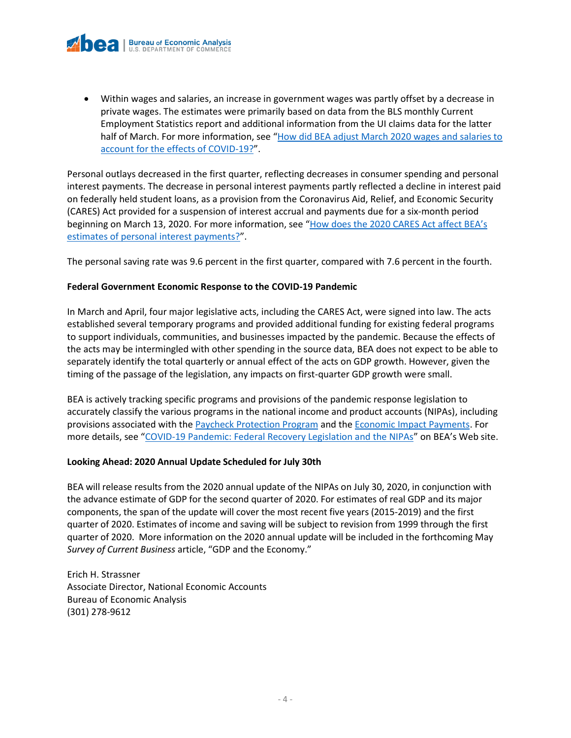- Within wages and salaries, an increase in government wages was partly offset by a decrease in private wages. The estimates were primarily based on data from the BLS monthly Current Employment Statistics report and additional information from the UI claims data for the latter half of March. For more information, see "How did BEA adjust March 2020 wages and salaries to account for the effects of COVID-19?".

Personal outlays decreased in the first quarter, reflecting decreases in consumer spending and personal interest payments. The decrease in personal interest payments partly reflected a decline in interest paid on federally held student loans, as a provision from the Coronavirus Aid, Relief, and Economic Security (CARES) Act provided for a suspension of interest accrual and payments due for a six-month period beginning on March 13, 2020. For more information, see "How does the 2020 CARES Act affect BEA's estimates of personal interest payments?".

The personal saving rate was 9.6 percent in the first quarter, compared with 7.6 percent in the fourth.

**Federal Government Economic Response to the COVID-19 Pandemic**

In March and April, four major legislative acts, including the CARES Act, were signed into law. The acts established several temporary programs and provided additional funding for existing federal programs to support individuals, communities, and businesses impacted by the pandemic. Because the effects of the acts may be intermingled with other spending in the source data, BEA does not expect to be able to separately identify the total quarterly or annual effect of the acts on GDP growth. However, given the timing of the passage of the legislation, any impacts on first-quarter GDP growth were small.

BEA is actively tracking specific programs and provisions of the pandemic response legislation to accurately classify the various programs in the national income and product accounts (NIPAs), including provisions associated with the Paycheck Protection Program and the Economic Impact Payments. For more details, see "COVID-19 Pandemic: Federal Recovery Legislation and the NIPAs" on BEA's Web site.

**Looking Ahead: 2020 Annual Update Scheduled for July 30th**

BEA will release results from the 2020 annual update of the NIPAs on July 30, 2020, in conjunction with the advance estimate of GDP for the second quarter of 2020. For estimates of real GDP and its major components, the span of the update will cover the most recent five years (2015-2019) and the first quarter of 2020. Estimates of income and saving will be subject to revision from 1999 through the first quarter of 2020. More information on the 2020 annual update will be included in the forthcoming May *Survey of Current Business* article, "GDP and the Economy."

Erich H. Strassner
Associate Director, National Economic Accounts
Bureau of Economic Analysis
(301) 278-9612